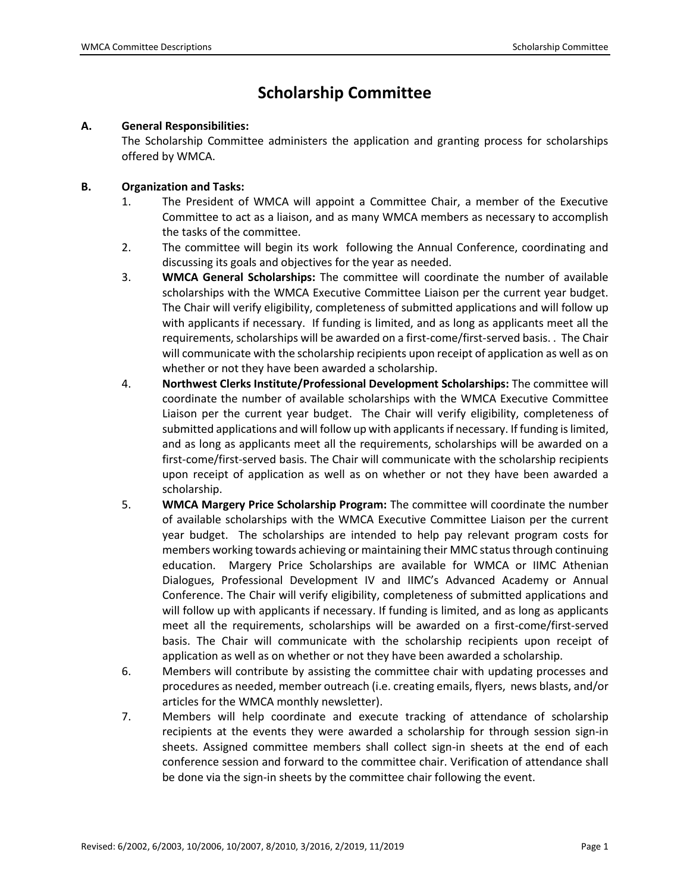# Scholarship Committee

**A. General Responsibilities:**

The Scholarship Committee administers the application and granting process for scholarships offered by WMCA.

**B. Organization and Tasks:**

1. The President of WMCA will appoint a Committee Chair, a member of the Executive Committee to act as a liaison, and as many WMCA members as necessary to accomplish the tasks of the committee.
2. The committee will begin its work following the Annual Conference, coordinating and discussing its goals and objectives for the year as needed.
3. **WMCA General Scholarships:** The committee will coordinate the number of available scholarships with the WMCA Executive Committee Liaison per the current year budget. The Chair will verify eligibility, completeness of submitted applications and will follow up with applicants if necessary. If funding is limited, and as long as applicants meet all the requirements, scholarships will be awarded on a first-come/first-served basis. . The Chair will communicate with the scholarship recipients upon receipt of application as well as on whether or not they have been awarded a scholarship.
4. **Northwest Clerks Institute/Professional Development Scholarships:** The committee will coordinate the number of available scholarships with the WMCA Executive Committee Liaison per the current year budget. The Chair will verify eligibility, completeness of submitted applications and will follow up with applicants if necessary. If funding is limited, and as long as applicants meet all the requirements, scholarships will be awarded on a first-come/first-served basis. The Chair will communicate with the scholarship recipients upon receipt of application as well as on whether or not they have been awarded a scholarship.
5. **WMCA Margery Price Scholarship Program:** The committee will coordinate the number of available scholarships with the WMCA Executive Committee Liaison per the current year budget. The scholarships are intended to help pay relevant program costs for members working towards achieving or maintaining their MMC status through continuing education. Margery Price Scholarships are available for WMCA or IIMC Athenian Dialogues, Professional Development IV and IIMC's Advanced Academy or Annual Conference. The Chair will verify eligibility, completeness of submitted applications and will follow up with applicants if necessary. If funding is limited, and as long as applicants meet all the requirements, scholarships will be awarded on a first-come/first-served basis. The Chair will communicate with the scholarship recipients upon receipt of application as well as on whether or not they have been awarded a scholarship.
6. Members will contribute by assisting the committee chair with updating processes and procedures as needed, member outreach (i.e. creating emails, flyers, news blasts, and/or articles for the WMCA monthly newsletter).
7. Members will help coordinate and execute tracking of attendance of scholarship recipients at the events they were awarded a scholarship for through session sign-in sheets. Assigned committee members shall collect sign-in sheets at the end of each conference session and forward to the committee chair. Verification of attendance shall be done via the sign-in sheets by the committee chair following the event.

Revised: 6/2002, 6/2003, 10/2006, 10/2007, 8/2010, 3/2016, 2/2019, 11/2019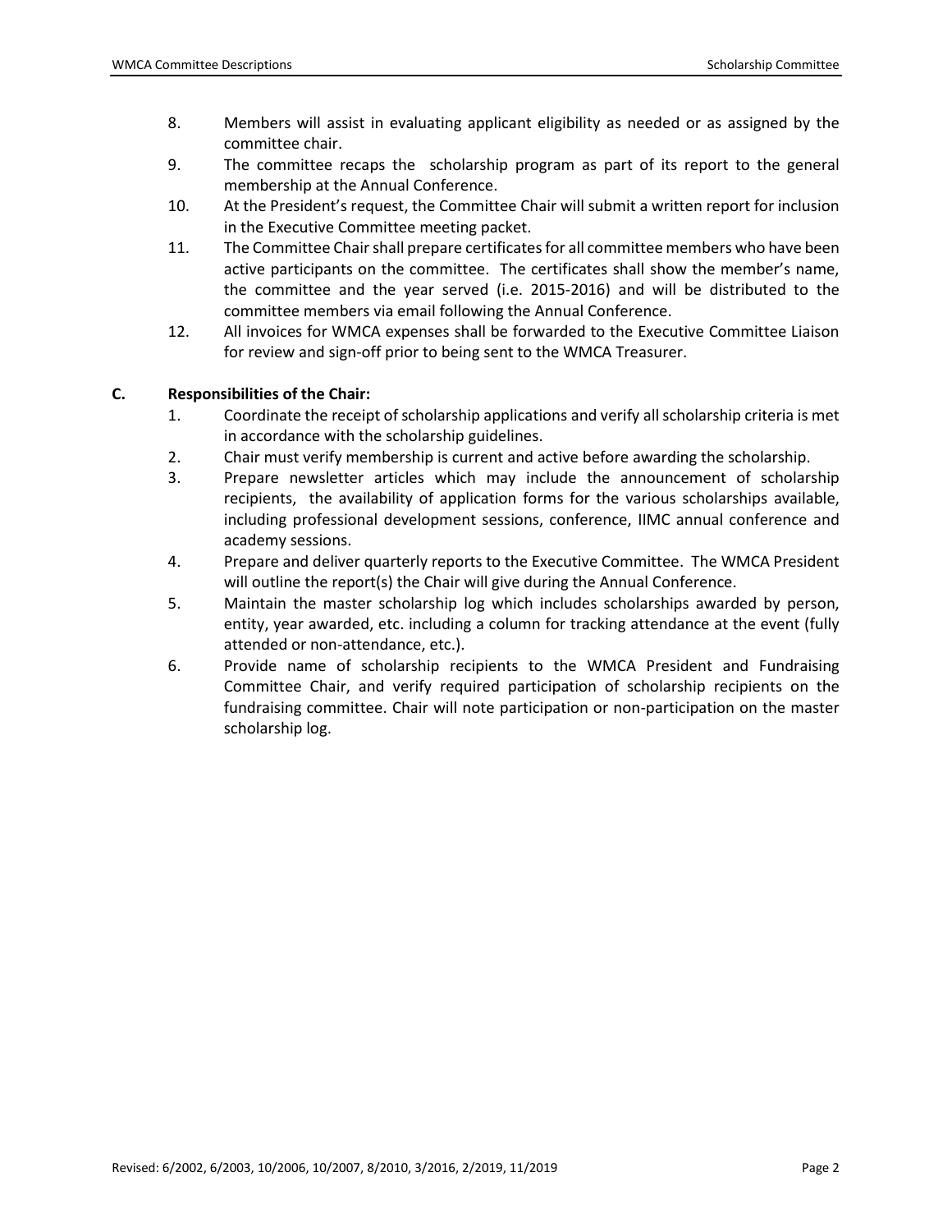8. Members will assist in evaluating applicant eligibility as needed or as assigned by the committee chair.
9. The committee recaps the scholarship program as part of its report to the general membership at the Annual Conference.
10. At the President's request, the Committee Chair will submit a written report for inclusion in the Executive Committee meeting packet.
11. The Committee Chair shall prepare certificates for all committee members who have been active participants on the committee. The certificates shall show the member's name, the committee and the year served (i.e. 2015-2016) and will be distributed to the committee members via email following the Annual Conference.
12. All invoices for WMCA expenses shall be forwarded to the Executive Committee Liaison for review and sign-off prior to being sent to the WMCA Treasurer.

**C. Responsibilities of the Chair:**

1. Coordinate the receipt of scholarship applications and verify all scholarship criteria is met in accordance with the scholarship guidelines.
2. Chair must verify membership is current and active before awarding the scholarship.
3. Prepare newsletter articles which may include the announcement of scholarship recipients, the availability of application forms for the various scholarships available, including professional development sessions, conference, IIMC annual conference and academy sessions.
4. Prepare and deliver quarterly reports to the Executive Committee. The WMCA President will outline the report(s) the Chair will give during the Annual Conference.
5. Maintain the master scholarship log which includes scholarships awarded by person, entity, year awarded, etc. including a column for tracking attendance at the event (fully attended or non-attendance, etc.).
6. Provide name of scholarship recipients to the WMCA President and Fundraising Committee Chair, and verify required participation of scholarship recipients on the fundraising committee. Chair will note participation or non-participation on the master scholarship log.

Revised: 6/2002, 6/2003, 10/2006, 10/2007, 8/2010, 3/2016, 2/2019, 11/2019